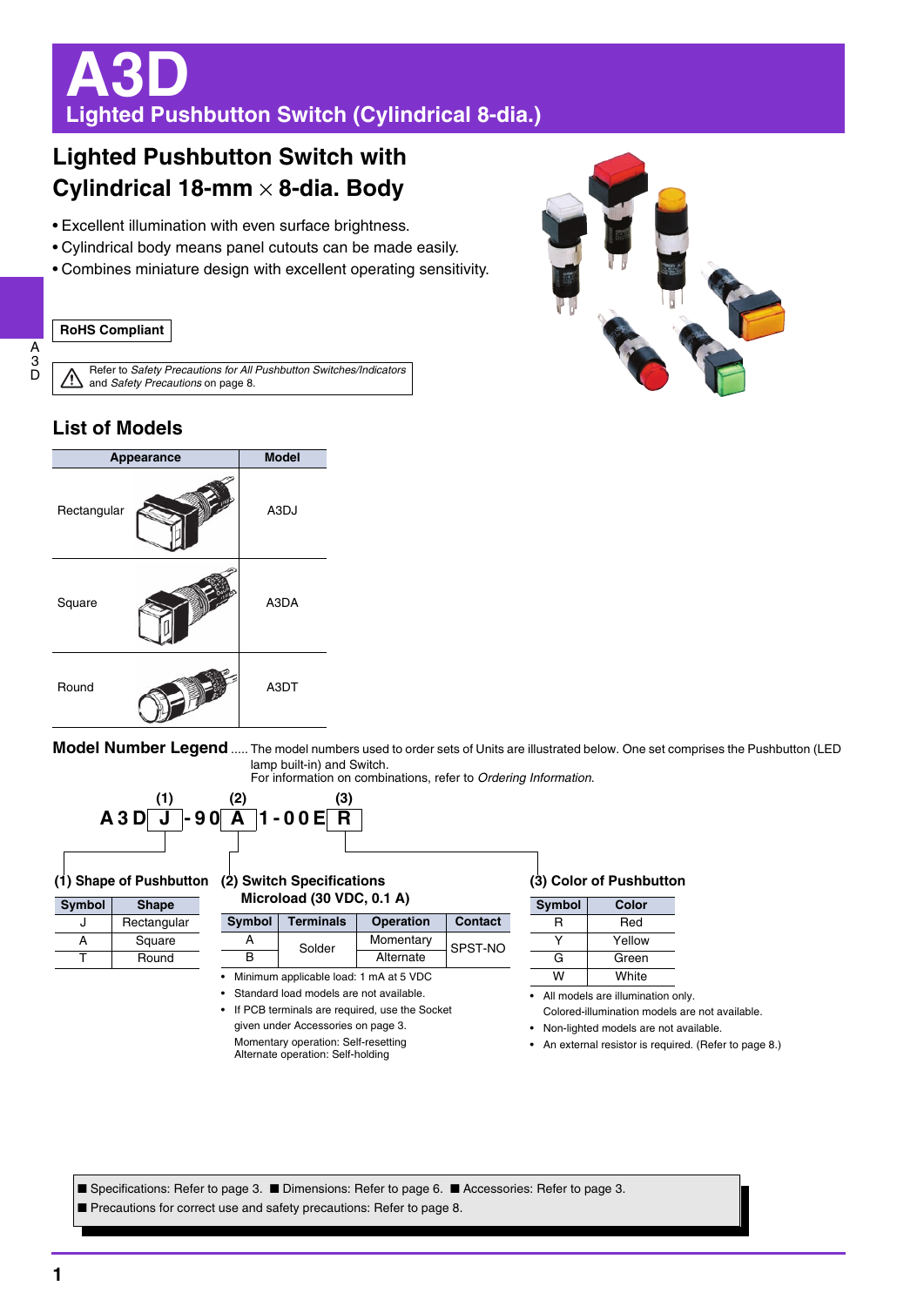# A3D

## Lighted Pushbutton Switch (Cylindrical 8-dia.)

## Lighted Pushbutton Switch with Cylindrical 18-mm × 8-dia. Body

- Excellent illumination with even surface brightness.
- Cylindrical body means panel cutouts can be made easily.
- Combines miniature design with excellent operating sensitivity.

**RoHS Compliant**

Refer to *Safety Precautions for All Pushbutton Switches/Indicators* and *Safety Precautions* on page 8.

## List of Models

| Appearance | Model |
|---|---|
| Rectangular | A3DJ |
| Square | A3DA |
| Round | A3DT |

## Model Number Legend

The model numbers used to order sets of Units are illustrated below. One set comprises the Pushbutton (LED lamp built-in) and Switch.
For information on combinations, refer to *Ordering Information*.

A3D **J** -90 **A** 1-00E **R**
(1) (2) (3)

### (1) Shape of Pushbutton

| Symbol | Shape |
|---|---|
| J | Rectangular |
| A | Square |
| T | Round |

### (2) Switch Specifications

Microload (30 VDC, 0.1 A)

| Symbol | Terminals | Operation | Contact |
|---|---|---|---|
| A | Solder | Momentary | SPST-NO |
| B | | Alternate | |

- Minimum applicable load: 1 mA at 5 VDC
- Standard load models are not available.
- If PCB terminals are required, use the Socket given under Accessories on page 3.

Momentary operation: Self-resetting
Alternate operation: Self-holding

### (3) Color of Pushbutton

| Symbol | Color |
|---|---|
| R | Red |
| Y | Yellow |
| G | Green |
| W | White |

- All models are illumination only. Colored-illumination models are not available.
- Non-lighted models are not available.
- An external resistor is required. (Refer to page 8.)

■ Specifications: Refer to page 3. ■ Dimensions: Refer to page 6. ■ Accessories: Refer to page 3.
■ Precautions for correct use and safety precautions: Refer to page 8.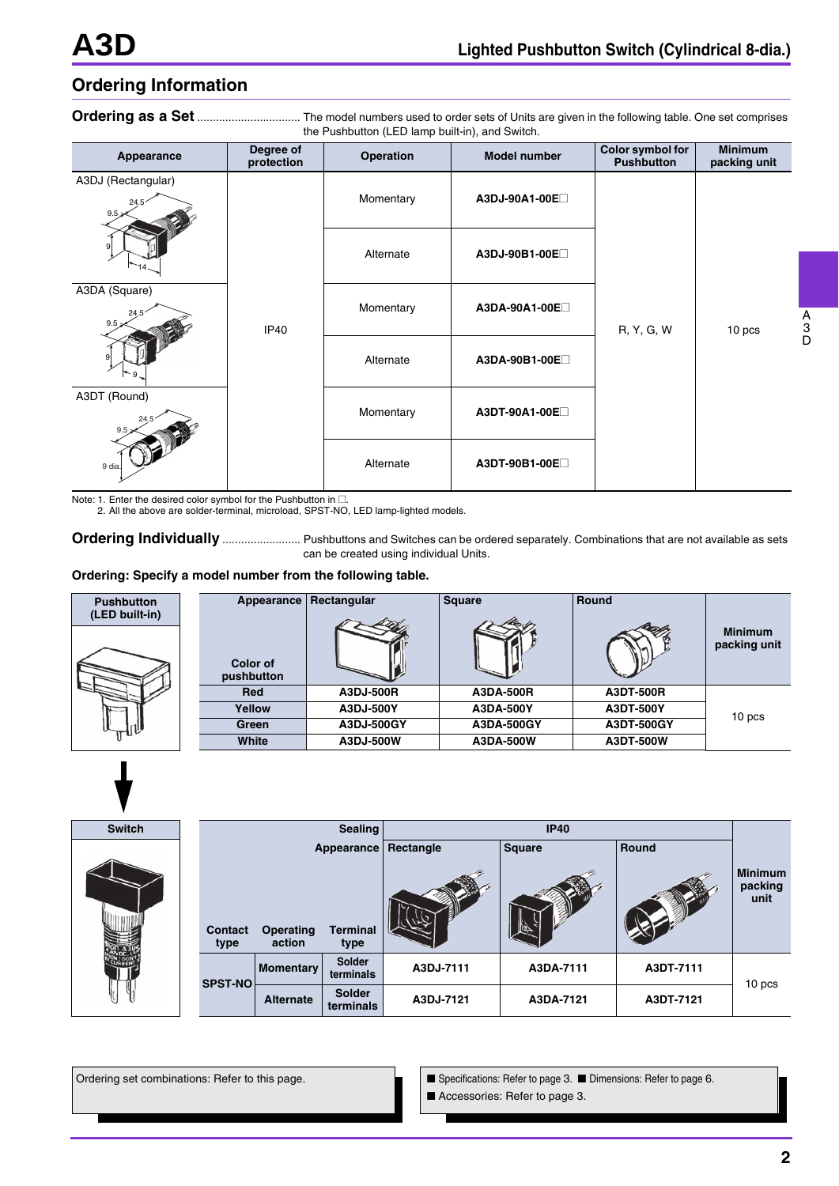## Ordering Information

### Ordering as a Set

The model numbers used to order sets of Units are given in the following table. One set comprises the Pushbutton (LED lamp built-in), and Switch.

| Appearance | Degree of protection | Operation | Model number | Color symbol for Pushbutton | Minimum packing unit |
|---|---|---|---|---|---|
| A3DJ (Rectangular) | IP40 | Momentary | A3DJ-90A1-00E□ | R, Y, G, W | 10 pcs |
| | | Alternate | A3DJ-90B1-00E□ | | |
| A3DA (Square) | | Momentary | A3DA-90A1-00E□ | | |
| | | Alternate | A3DA-90B1-00E□ | | |
| A3DT (Round) | | Momentary | A3DT-90A1-00E□ | | |
| | | Alternate | A3DT-90B1-00E□ | | |

Note: 1. Enter the desired color symbol for the Pushbutton in □.
2. All the above are solder-terminal, microload, SPST-NO, LED lamp-lighted models.

### Ordering Individually

Pushbuttons and Switches can be ordered separately. Combinations that are not available as sets can be created using individual Units.

**Ordering: Specify a model number from the following table.**

**Pushbutton (LED built-in)**

| Color of pushbutton \ Appearance | Rectangular | Square | Round | Minimum packing unit |
|---|---|---|---|---|
| Red | A3DJ-500R | A3DA-500R | A3DT-500R | 10 pcs |
| Yellow | A3DJ-500Y | A3DA-500Y | A3DT-500Y | |
| Green | A3DJ-500GY | A3DA-500GY | A3DT-500GY | |
| White | A3DJ-500W | A3DA-500W | A3DT-500W | |

**Switch**

| Contact type | Operating action | Terminal type | IP40 Rectangle | IP40 Square | IP40 Round | Minimum packing unit |
|---|---|---|---|---|---|---|
| SPST-NO | Momentary | Solder terminals | A3DJ-7111 | A3DA-7111 | A3DT-7111 | 10 pcs |
| | Alternate | Solder terminals | A3DJ-7121 | A3DA-7121 | A3DT-7121 | |

Ordering set combinations: Refer to this page.

■ Specifications: Refer to page 3. ■ Dimensions: Refer to page 6.
■ Accessories: Refer to page 3.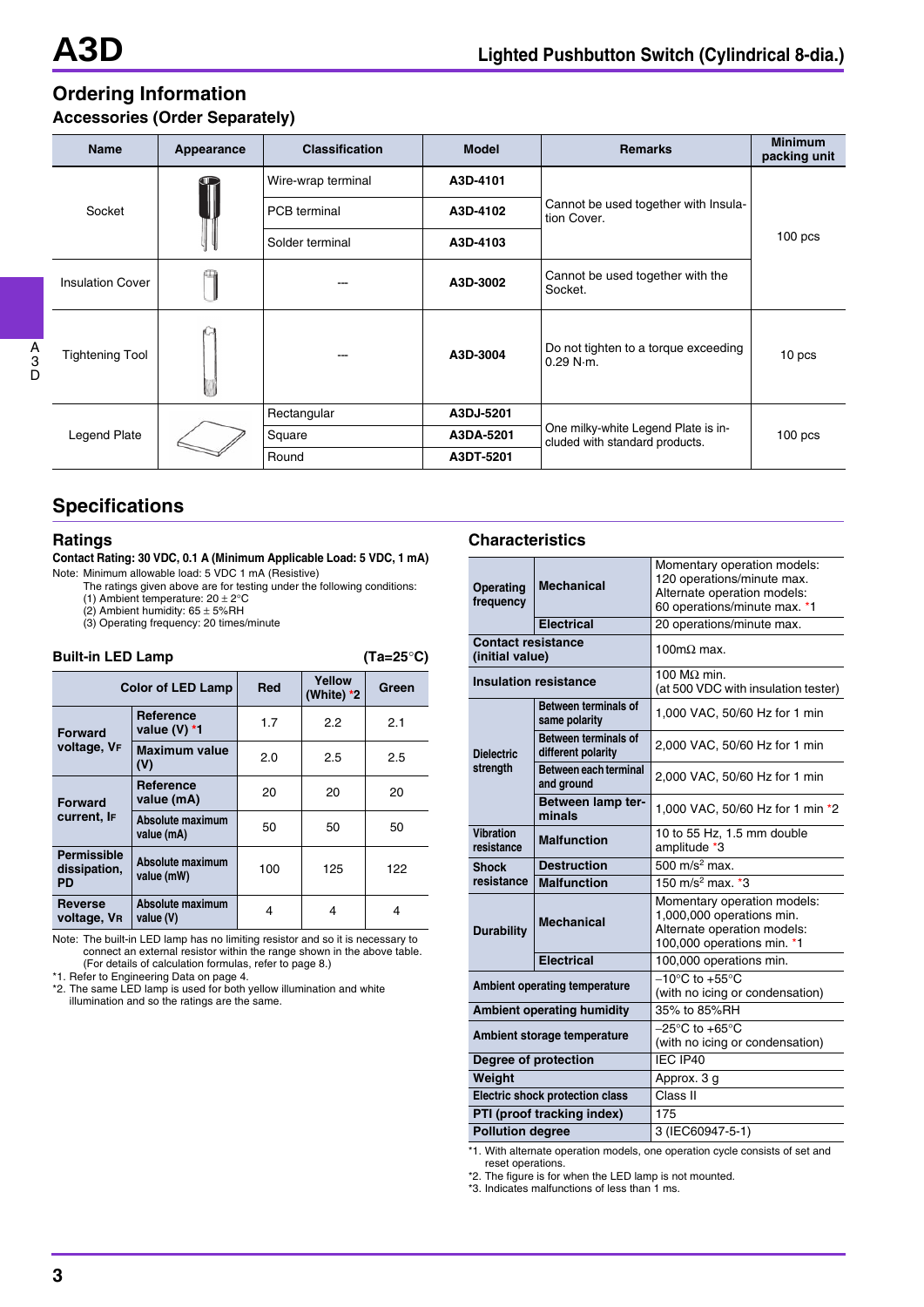## Ordering Information

### Accessories (Order Separately)

| Name | Appearance | Classification | Model | Remarks | Minimum packing unit |
|---|---|---|---|---|---|
| Socket | | Wire-wrap terminal | A3D-4101 | Cannot be used together with Insulation Cover. | 100 pcs |
| | | PCB terminal | A3D-4102 | | |
| | | Solder terminal | A3D-4103 | | |
| Insulation Cover | | --- | A3D-3002 | Cannot be used together with the Socket. | |
| Tightening Tool | | --- | A3D-3004 | Do not tighten to a torque exceeding 0.29 N·m. | 10 pcs |
| Legend Plate | | Rectangular | A3DJ-5201 | One milky-white Legend Plate is included with standard products. | 100 pcs |
| | | Square | A3DA-5201 | | |
| | | Round | A3DT-5201 | | |

## Specifications

### Ratings

**Contact Rating: 30 VDC, 0.1 A (Minimum Applicable Load: 5 VDC, 1 mA)**

Note: Minimum allowable load: 5 VDC 1 mA (Resistive)
The ratings given above are for testing under the following conditions:
(1) Ambient temperature: 20 ± 2°C
(2) Ambient humidity: 65 ± 5%RH
(3) Operating frequency: 20 times/minute

### Built-in LED Lamp (Ta=25°C)

| | Color of LED Lamp | Red | Yellow (White) *2 | Green |
|---|---|---|---|---|
| Forward voltage, $V_F$ | Reference value (V) *1 | 1.7 | 2.2 | 2.1 |
| | Maximum value (V) | 2.0 | 2.5 | 2.5 |
| Forward current, $I_F$ | Reference value (mA) | 20 | 20 | 20 |
| | Absolute maximum value (mA) | 50 | 50 | 50 |
| Permissible dissipation, PD | Absolute maximum value (mW) | 100 | 125 | 122 |
| Reverse voltage, $V_R$ | Absolute maximum value (V) | 4 | 4 | 4 |

Note: The built-in LED lamp has no limiting resistor and so it is necessary to connect an external resistor within the range shown in the above table. (For details of calculation formulas, refer to page 8.)

*1. Refer to Engineering Data on page 4.
*2. The same LED lamp is used for both yellow illumination and white illumination and so the ratings are the same.

### Characteristics

| Item | | Value |
|---|---|---|
| Operating frequency | Mechanical | Momentary operation models: 120 operations/minute max. Alternate operation models: 60 operations/minute max. *1 |
| | Electrical | 20 operations/minute max. |
| Contact resistance (initial value) | | 100mΩ max. |
| Insulation resistance | | 100 MΩ min. (at 500 VDC with insulation tester) |
| Dielectric strength | Between terminals of same polarity | 1,000 VAC, 50/60 Hz for 1 min |
| | Between terminals of different polarity | 2,000 VAC, 50/60 Hz for 1 min |
| | Between each terminal and ground | 2,000 VAC, 50/60 Hz for 1 min |
| | Between lamp terminals | 1,000 VAC, 50/60 Hz for 1 min *2 |
| Vibration resistance | Malfunction | 10 to 55 Hz, 1.5 mm double amplitude *3 |
| Shock resistance | Destruction | 500 $m/s^2$ max. |
| | Malfunction | 150 $m/s^2$ max. *3 |
| Durability | Mechanical | Momentary operation models: 1,000,000 operations min. Alternate operation models: 100,000 operations min. *1 |
| | Electrical | 100,000 operations min. |
| Ambient operating temperature | | −10°C to +55°C (with no icing or condensation) |
| Ambient operating humidity | | 35% to 85%RH |
| Ambient storage temperature | | −25°C to +65°C (with no icing or condensation) |
| Degree of protection | | IEC IP40 |
| Weight | | Approx. 3 g |
| Electric shock protection class | | Class II |
| PTI (proof tracking index) | | 175 |
| Pollution degree | | 3 (IEC60947-5-1) |

*1. With alternate operation models, one operation cycle consists of set and reset operations.
*2. The figure is for when the LED lamp is not mounted.
*3. Indicates malfunctions of less than 1 ms.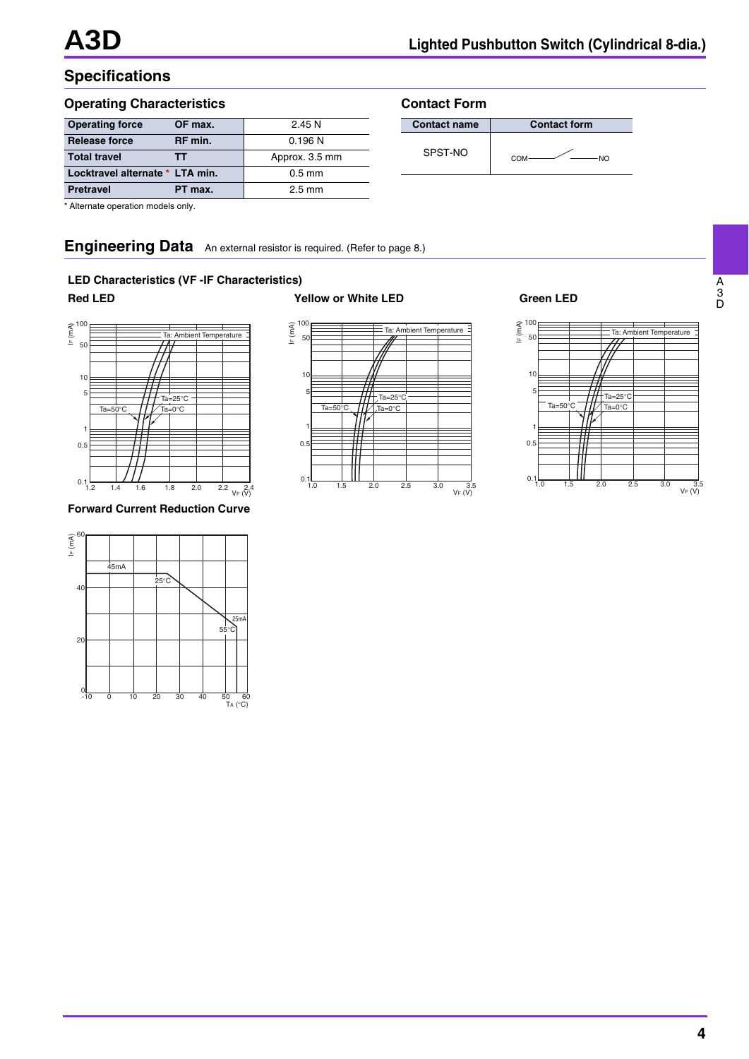# A3D

## Specifications

### Operating Characteristics

| Operating force | OF max. | 2.45 N |
|---|---|---|
| Release force | RF min. | 0.196 N |
| Total travel | TT | Approx. 3.5 mm |
| Locktravel alternate * | LTA min. | 0.5 mm |
| Pretravel | PT max. | 2.5 mm |

* Alternate operation models only.

### Contact Form

| Contact name | Contact form |
|---|---|
| SPST-NO | COM — NO |

## Engineering Data

An external resistor is required. (Refer to page 8.)

### LED Characteristics (VF -IF Characteristics)

**Red LED**

**Yellow or White LED**

**Green LED**

### Forward Current Reduction Curve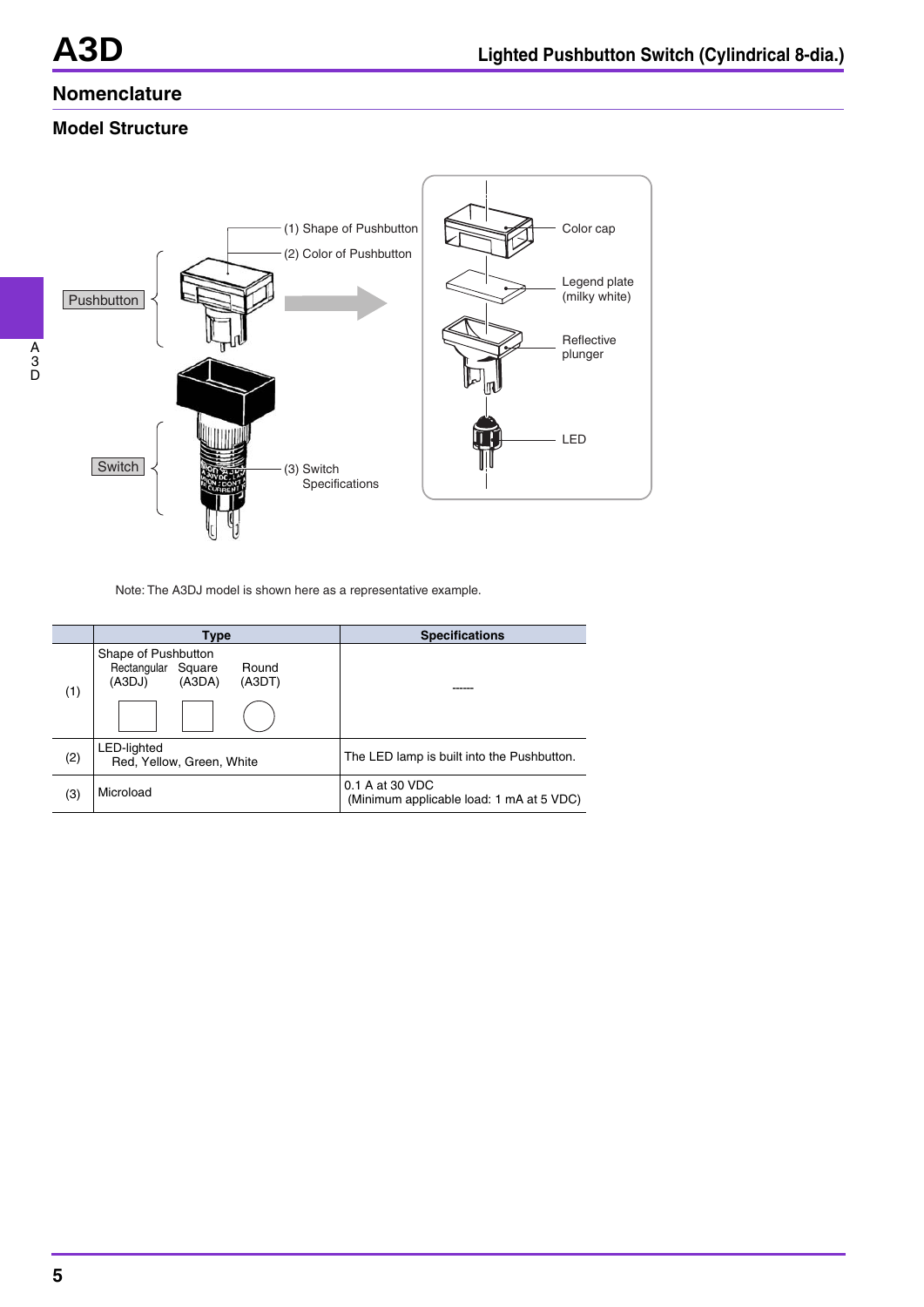## Nomenclature

### Model Structure

Pushbutton

(1) Shape of Pushbutton

(2) Color of Pushbutton

Color cap

Legend plate (milky white)

Reflective plunger

LED

Switch

(3) Switch Specifications

Note: The A3DJ model is shown here as a representative example.

| | Type | Specifications |
|---|---|---|
| (1) | Shape of Pushbutton<br>Rectangular (A3DJ) Square (A3DA) Round (A3DT) | ------ |
| (2) | LED-lighted<br>Red, Yellow, Green, White | The LED lamp is built into the Pushbutton. |
| (3) | Microload | 0.1 A at 30 VDC<br>(Minimum applicable load: 1 mA at 5 VDC) |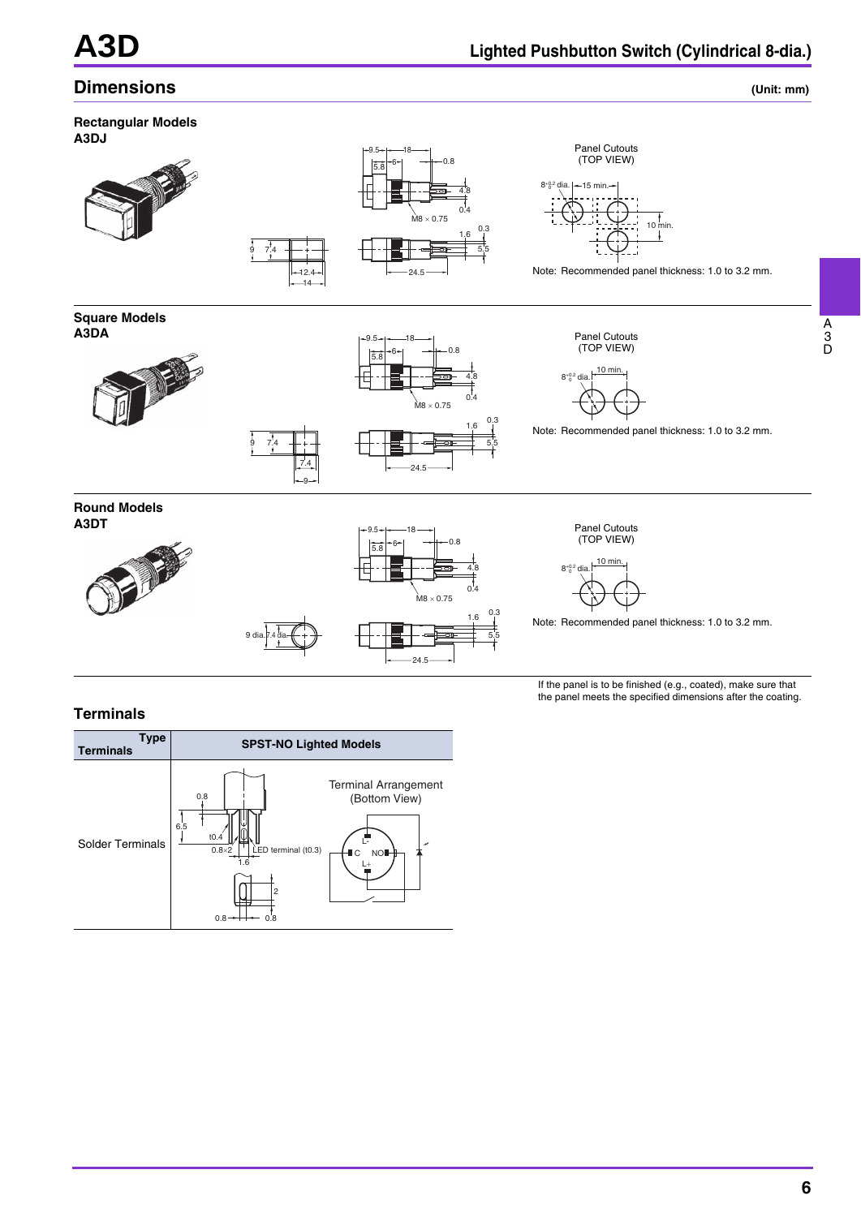## Dimensions

**(Unit: mm)**

### Rectangular Models
**A3DJ**

Panel Cutouts (TOP VIEW)

Note: Recommended panel thickness: 1.0 to 3.2 mm.

### Square Models
**A3DA**

Panel Cutouts (TOP VIEW)

Note: Recommended panel thickness: 1.0 to 3.2 mm.

### Round Models
**A3DT**

Panel Cutouts (TOP VIEW)

Note: Recommended panel thickness: 1.0 to 3.2 mm.

If the panel is to be finished (e.g., coated), make sure that the panel meets the specified dimensions after the coating.

## Terminals

| Terminals \ Type | SPST-NO Lighted Models |
| --- | --- |
| Solder Terminals | Terminal Arrangement (Bottom View) |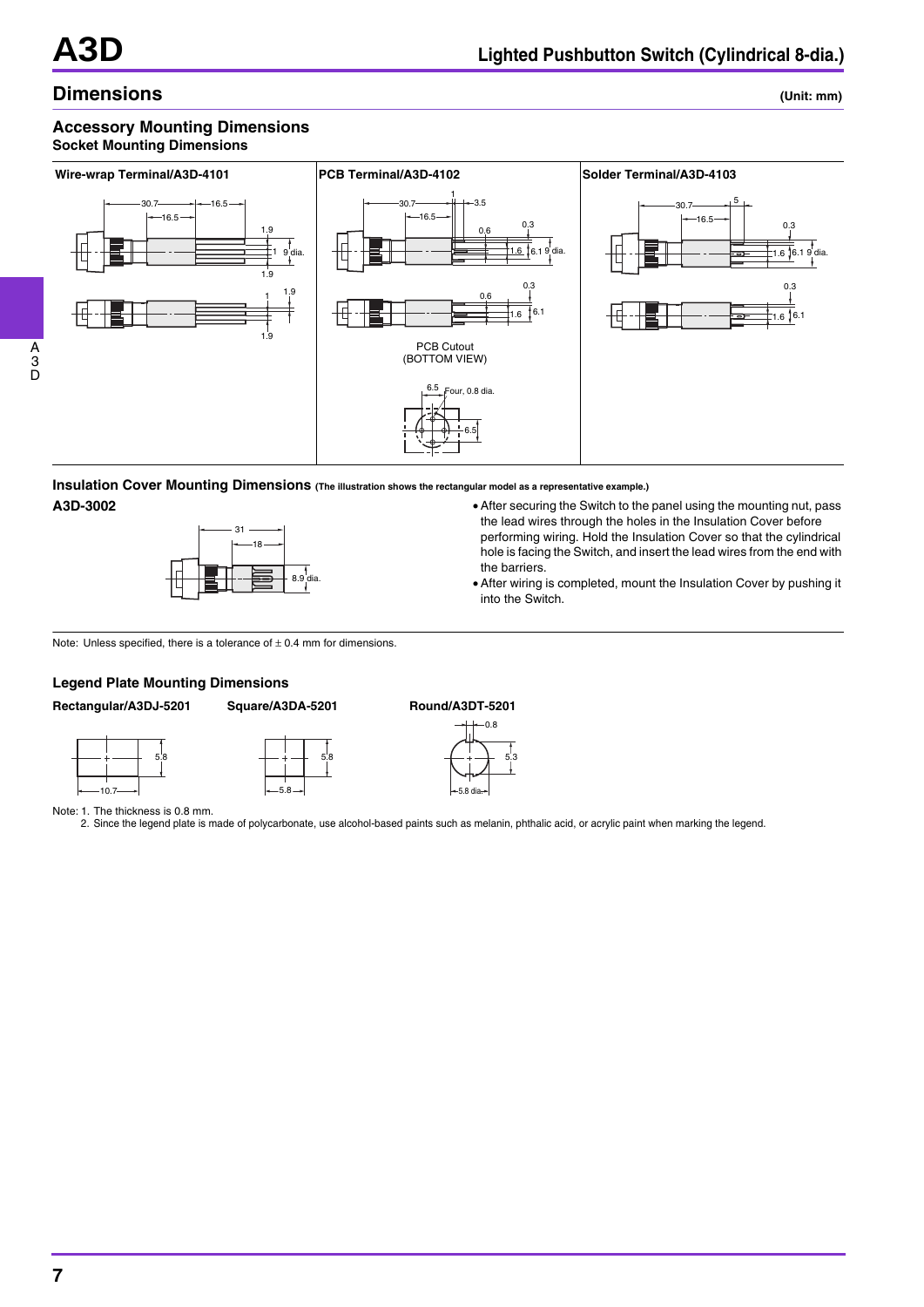## Dimensions

(Unit: mm)

### Accessory Mounting Dimensions

**Socket Mounting Dimensions**

**Wire-wrap Terminal/A3D-4101**

**PCB Terminal/A3D-4102**

PCB Cutout (BOTTOM VIEW)

**Solder Terminal/A3D-4103**

### Insulation Cover Mounting Dimensions (The illustration shows the rectangular model as a representative example.)

**A3D-3002**

- After securing the Switch to the panel using the mounting nut, pass the lead wires through the holes in the Insulation Cover before performing wiring. Hold the Insulation Cover so that the cylindrical hole is facing the Switch, and insert the lead wires from the end with the barriers.
- After wiring is completed, mount the Insulation Cover by pushing it into the Switch.

Note: Unless specified, there is a tolerance of ± 0.4 mm for dimensions.

### Legend Plate Mounting Dimensions

**Rectangular/A3DJ-5201** **Square/A3DA-5201** **Round/A3DT-5201**

Note: 1. The thickness is 0.8 mm.
2. Since the legend plate is made of polycarbonate, use alcohol-based paints such as melanin, phthalic acid, or acrylic paint when marking the legend.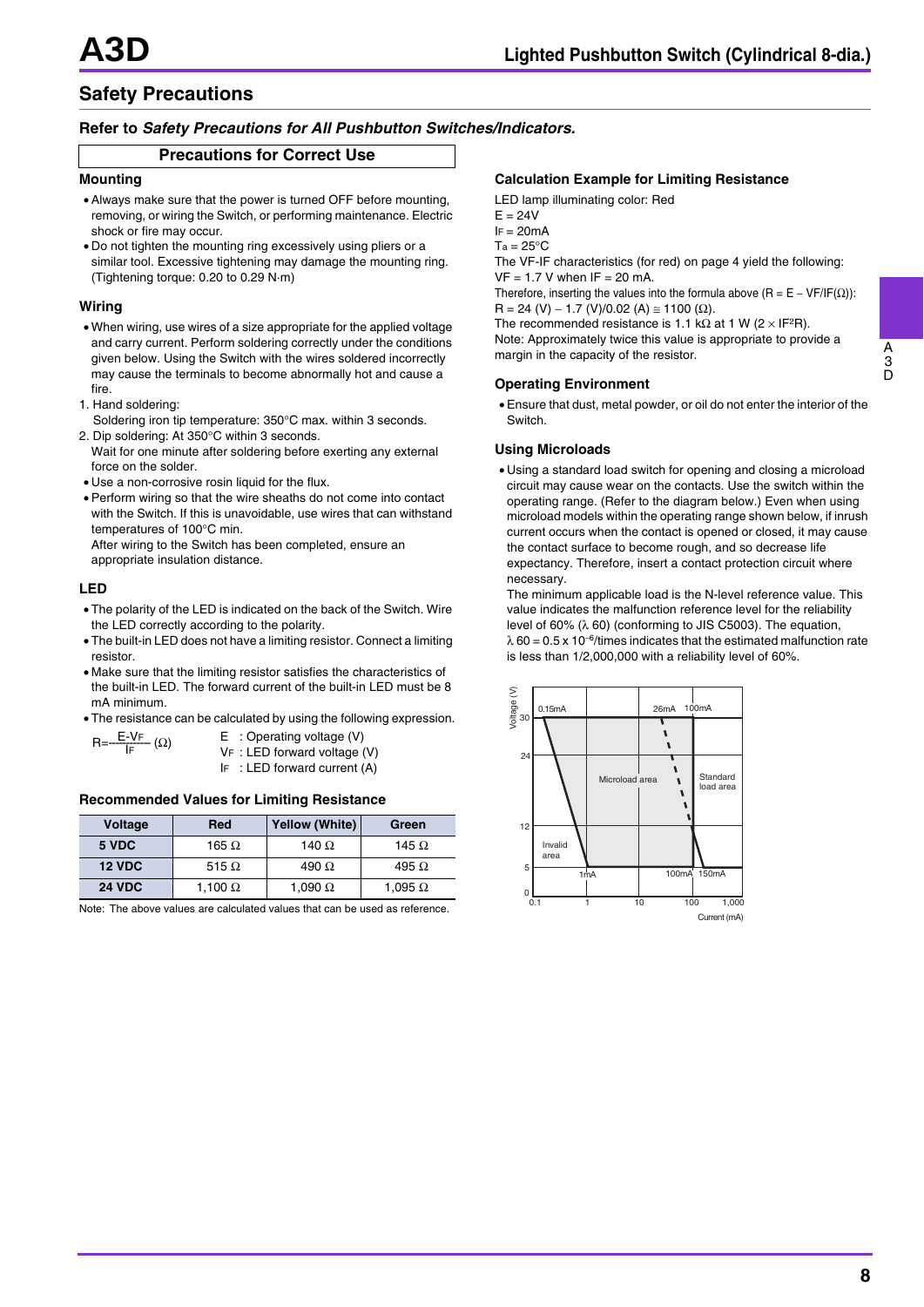## Safety Precautions

### Refer to *Safety Precautions for All Pushbutton Switches/Indicators.*

### Precautions for Correct Use

#### Mounting

- Always make sure that the power is turned OFF before mounting, removing, or wiring the Switch, or performing maintenance. Electric shock or fire may occur.
- Do not tighten the mounting ring excessively using pliers or a similar tool. Excessive tightening may damage the mounting ring. (Tightening torque: 0.20 to 0.29 N·m)

#### Wiring

- When wiring, use wires of a size appropriate for the applied voltage and carry current. Perform soldering correctly under the conditions given below. Using the Switch with the wires soldered incorrectly may cause the terminals to become abnormally hot and cause a fire.

1. Hand soldering:
   Soldering iron tip temperature: 350°C max. within 3 seconds.
2. Dip soldering: At 350°C within 3 seconds.
   Wait for one minute after soldering before exerting any external force on the solder.

- Use a non-corrosive rosin liquid for the flux.
- Perform wiring so that the wire sheaths do not come into contact with the Switch. If this is unavoidable, use wires that can withstand temperatures of 100°C min.
  After wiring to the Switch has been completed, ensure an appropriate insulation distance.

#### LED

- The polarity of the LED is indicated on the back of the Switch. Wire the LED correctly according to the polarity.
- The built-in LED does not have a limiting resistor. Connect a limiting resistor.
- Make sure that the limiting resistor satisfies the characteristics of the built-in LED. The forward current of the built-in LED must be 8 mA minimum.
- The resistance can be calculated by using the following expression.

$$R = \frac{E - V_F}{I_F} \ (\Omega)$$

E : Operating voltage (V)
$V_F$ : LED forward voltage (V)
$I_F$ : LED forward current (A)

#### Recommended Values for Limiting Resistance

| Voltage | Red | Yellow (White) | Green |
|---|---|---|---|
| 5 VDC | 165 Ω | 140 Ω | 145 Ω |
| 12 VDC | 515 Ω | 490 Ω | 495 Ω |
| 24 VDC | 1,100 Ω | 1,090 Ω | 1,095 Ω |

Note: The above values are calculated values that can be used as reference.

#### Calculation Example for Limiting Resistance

LED lamp illuminating color: Red
E = 24V
$I_F$ = 20mA
$T_a$ = 25°C
The $V_F$-$I_F$ characteristics (for red) on page 4 yield the following:
$V_F$ = 1.7 V when $I_F$ = 20 mA.
Therefore, inserting the values into the formula above ($R = E - V_F/I_F (\Omega)$):
$R = 24\ (V) - 1.7\ (V)/0.02\ (A) \cong 1100\ (\Omega)$.
The recommended resistance is 1.1 kΩ at 1 W ($2 \times I_F^2 R$).
Note: Approximately twice this value is appropriate to provide a margin in the capacity of the resistor.

#### Operating Environment

- Ensure that dust, metal powder, or oil do not enter the interior of the Switch.

#### Using Microloads

- Using a standard load switch for opening and closing a microload circuit may cause wear on the contacts. Use the switch within the operating range. (Refer to the diagram below.) Even when using microload models within the operating range shown below, if inrush current occurs when the contact is opened or closed, it may cause the contact surface to become rough, and so decrease life expectancy. Therefore, insert a contact protection circuit where necessary.
  The minimum applicable load is the N-level reference value. This value indicates the malfunction reference level for the reliability level of 60% (λ 60) (conforming to JIS C5003). The equation, $\lambda 60 = 0.5 \times 10^{-6}$/times indicates that the estimated malfunction rate is less than 1/2,000,000 with a reliability level of 60%.

Voltage (V) axis: 0, 5, 12, 24, 30; Current (mA) axis: 0.1, 1, 10, 100, 1,000. Labels: 0.15mA, 26mA, 100mA, 1mA, 100mA, 150mA; Invalid area; Microload area; Standard load area.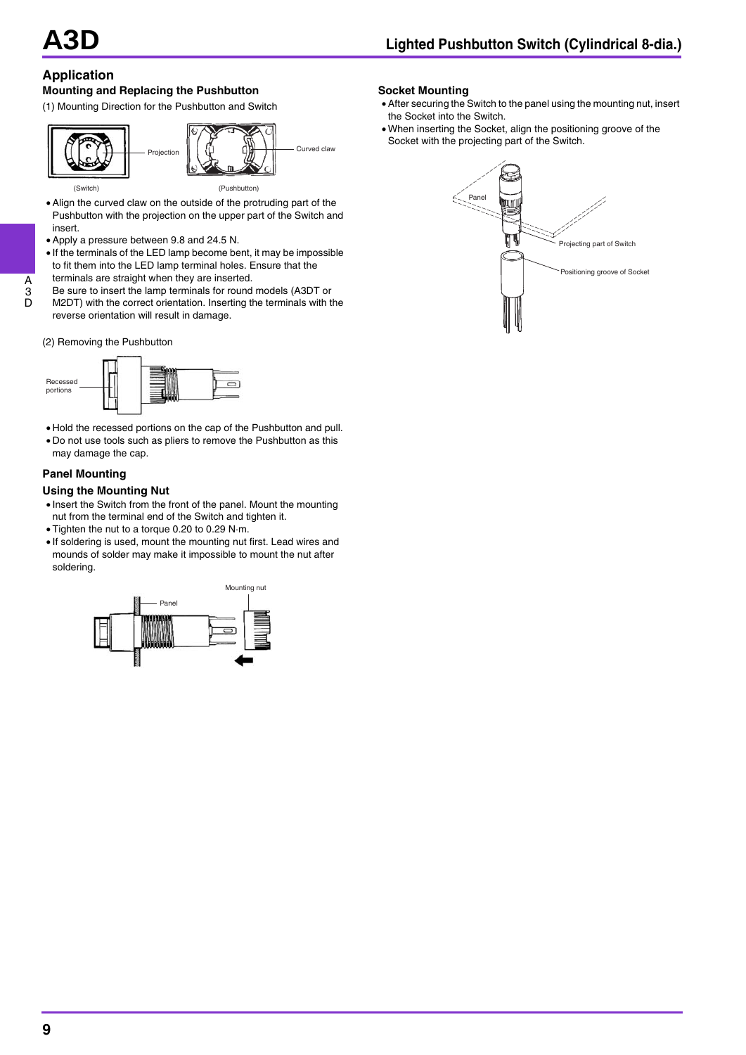## Application

### Mounting and Replacing the Pushbutton

(1) Mounting Direction for the Pushbutton and Switch

Projection

Curved claw

(Switch)

(Pushbutton)

- Align the curved claw on the outside of the protruding part of the Pushbutton with the projection on the upper part of the Switch and insert.
- Apply a pressure between 9.8 and 24.5 N.
- If the terminals of the LED lamp become bent, it may be impossible to fit them into the LED lamp terminal holes. Ensure that the terminals are straight when they are inserted.
  Be sure to insert the lamp terminals for round models (A3DT or M2DT) with the correct orientation. Inserting the terminals with the reverse orientation will result in damage.

(2) Removing the Pushbutton

Recessed portions

- Hold the recessed portions on the cap of the Pushbutton and pull.
- Do not use tools such as pliers to remove the Pushbutton as this may damage the cap.

### Panel Mounting

### Using the Mounting Nut

- Insert the Switch from the front of the panel. Mount the mounting nut from the terminal end of the Switch and tighten it.
- Tighten the nut to a torque 0.20 to 0.29 N·m.
- If soldering is used, mount the mounting nut first. Lead wires and mounds of solder may make it impossible to mount the nut after soldering.

Panel

Mounting nut

### Socket Mounting

- After securing the Switch to the panel using the mounting nut, insert the Socket into the Switch.
- When inserting the Socket, align the positioning groove of the Socket with the projecting part of the Switch.

Panel

Projecting part of Switch

Positioning groove of Socket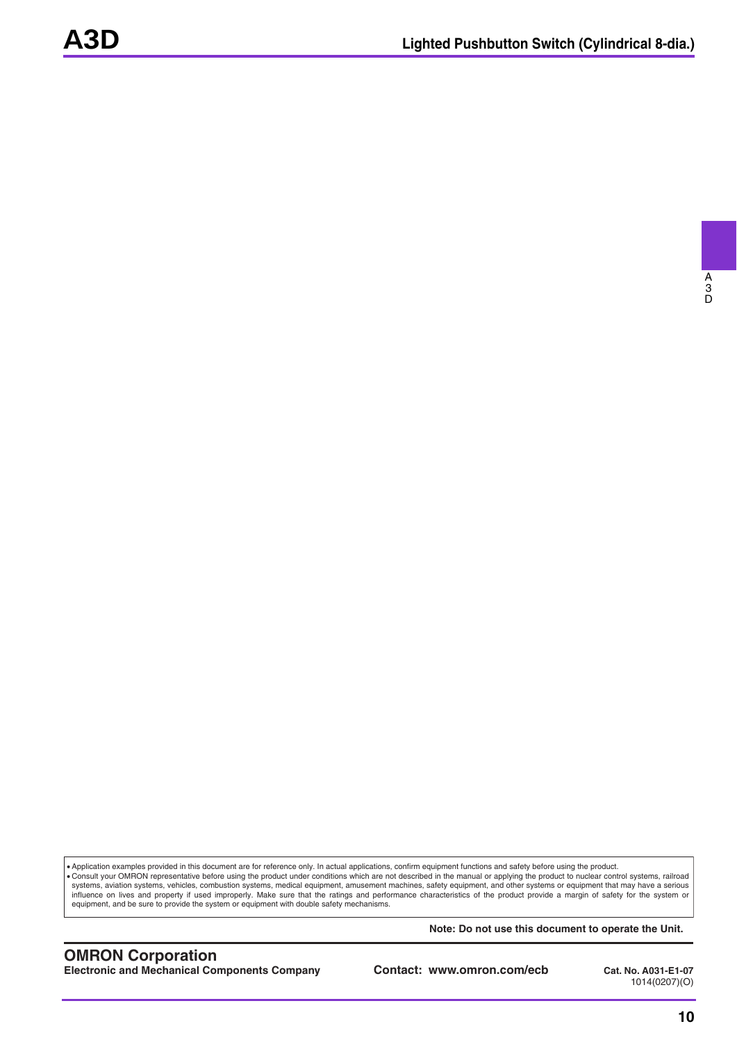- Application examples provided in this document are for reference only. In actual applications, confirm equipment functions and safety before using the product.
- Consult your OMRON representative before using the product under conditions which are not described in the manual or applying the product to nuclear control systems, railroad systems, aviation systems, vehicles, combustion systems, medical equipment, amusement machines, safety equipment, and other systems or equipment that may have a serious influence on lives and property if used improperly. Make sure that the ratings and performance characteristics of the product provide a margin of safety for the system or equipment, and be sure to provide the system or equipment with double safety mechanisms.

**Note: Do not use this document to operate the Unit.**

**OMRON Corporation**
**Electronic and Mechanical Components Company**

**Contact: www.omron.com/ecb**

**Cat. No. A031-E1-07**
1014(0207)(O)